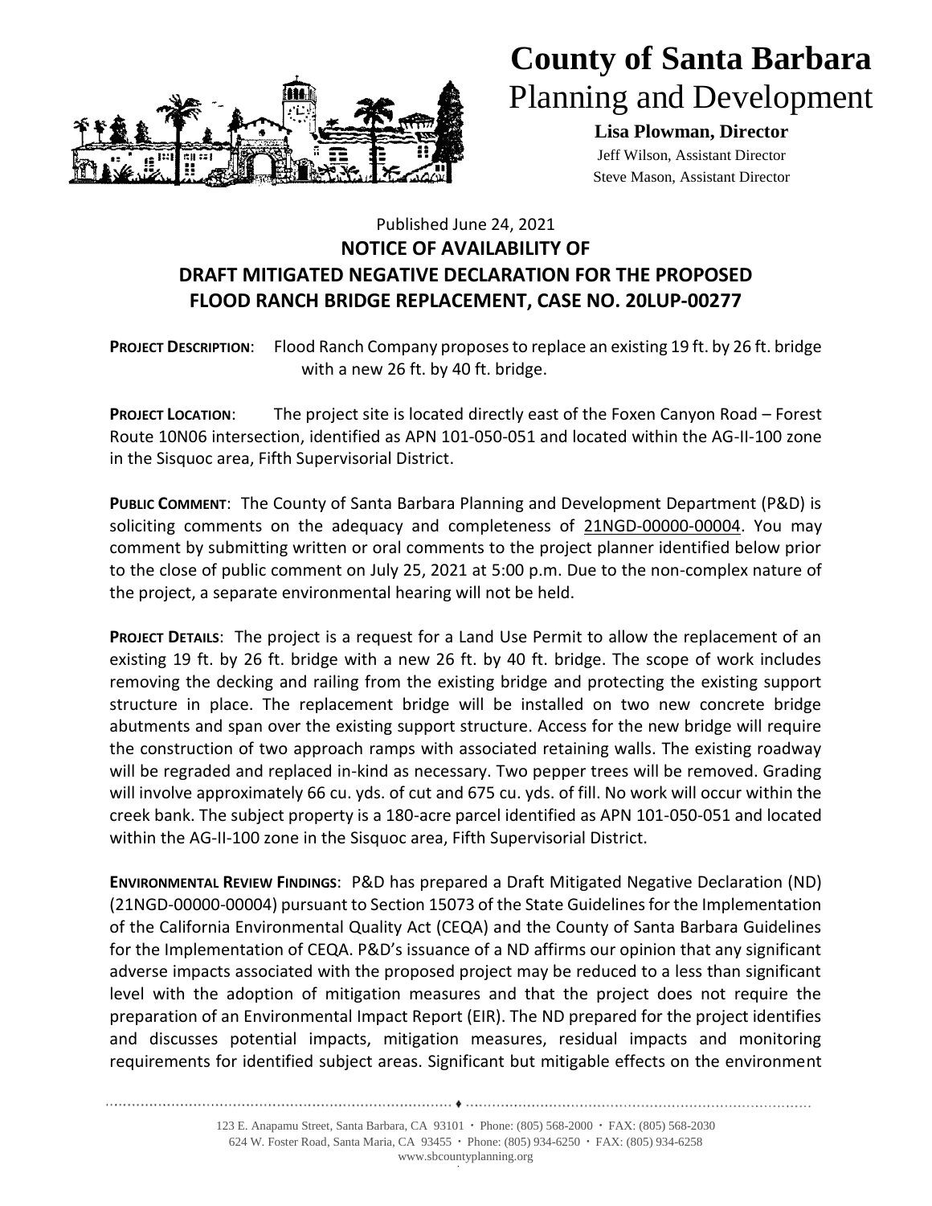# County of Santa Barbara
## Planning and Development

**Lisa Plowman, Director**
Jeff Wilson, Assistant Director
Steve Mason, Assistant Director

Published June 24, 2021

## NOTICE OF AVAILABILITY OF DRAFT MITIGATED NEGATIVE DECLARATION FOR THE PROPOSED FLOOD RANCH BRIDGE REPLACEMENT, CASE NO. 20LUP-00277

**PROJECT DESCRIPTION**: Flood Ranch Company proposes to replace an existing 19 ft. by 26 ft. bridge with a new 26 ft. by 40 ft. bridge.

**PROJECT LOCATION**: The project site is located directly east of the Foxen Canyon Road – Forest Route 10N06 intersection, identified as APN 101-050-051 and located within the AG-II-100 zone in the Sisquoc area, Fifth Supervisorial District.

**PUBLIC COMMENT**: The County of Santa Barbara Planning and Development Department (P&D) is soliciting comments on the adequacy and completeness of 21NGD-00000-00004. You may comment by submitting written or oral comments to the project planner identified below prior to the close of public comment on July 25, 2021 at 5:00 p.m. Due to the non-complex nature of the project, a separate environmental hearing will not be held.

**PROJECT DETAILS**: The project is a request for a Land Use Permit to allow the replacement of an existing 19 ft. by 26 ft. bridge with a new 26 ft. by 40 ft. bridge. The scope of work includes removing the decking and railing from the existing bridge and protecting the existing support structure in place. The replacement bridge will be installed on two new concrete bridge abutments and span over the existing support structure. Access for the new bridge will require the construction of two approach ramps with associated retaining walls. The existing roadway will be regraded and replaced in-kind as necessary. Two pepper trees will be removed. Grading will involve approximately 66 cu. yds. of cut and 675 cu. yds. of fill. No work will occur within the creek bank. The subject property is a 180-acre parcel identified as APN 101-050-051 and located within the AG-II-100 zone in the Sisquoc area, Fifth Supervisorial District.

**ENVIRONMENTAL REVIEW FINDINGS**: P&D has prepared a Draft Mitigated Negative Declaration (ND) (21NGD-00000-00004) pursuant to Section 15073 of the State Guidelines for the Implementation of the California Environmental Quality Act (CEQA) and the County of Santa Barbara Guidelines for the Implementation of CEQA. P&D's issuance of a ND affirms our opinion that any significant adverse impacts associated with the proposed project may be reduced to a less than significant level with the adoption of mitigation measures and that the project does not require the preparation of an Environmental Impact Report (EIR). The ND prepared for the project identifies and discusses potential impacts, mitigation measures, residual impacts and monitoring requirements for identified subject areas. Significant but mitigable effects on the environment

123 E. Anapamu Street, Santa Barbara, CA 93101 · Phone: (805) 568-2000 · FAX: (805) 568-2030
624 W. Foster Road, Santa Maria, CA 93455 · Phone: (805) 934-6250 · FAX: (805) 934-6258
www.sbcountyplanning.org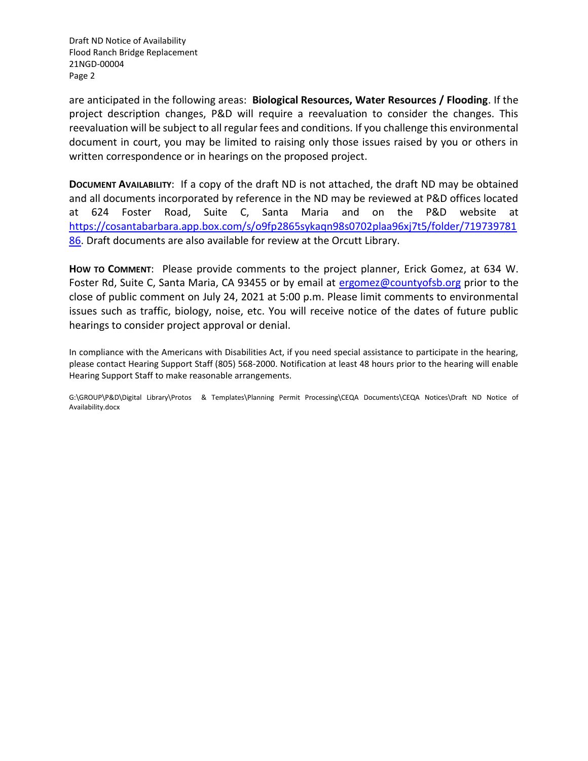are anticipated in the following areas: **Biological Resources, Water Resources / Flooding**. If the project description changes, P&D will require a reevaluation to consider the changes. This reevaluation will be subject to all regular fees and conditions. If you challenge this environmental document in court, you may be limited to raising only those issues raised by you or others in written correspondence or in hearings on the proposed project.

**DOCUMENT AVAILABILITY**: If a copy of the draft ND is not attached, the draft ND may be obtained and all documents incorporated by reference in the ND may be reviewed at P&D offices located at 624 Foster Road, Suite C, Santa Maria and on the P&D website at https://cosantabarbara.app.box.com/s/o9fp2865sykaqn98s0702plaa96xj7t5/folder/71973978186. Draft documents are also available for review at the Orcutt Library.

**HOW TO COMMENT**: Please provide comments to the project planner, Erick Gomez, at 634 W. Foster Rd, Suite C, Santa Maria, CA 93455 or by email at ergomez@countyofsb.org prior to the close of public comment on July 24, 2021 at 5:00 p.m. Please limit comments to environmental issues such as traffic, biology, noise, etc. You will receive notice of the dates of future public hearings to consider project approval or denial.

In compliance with the Americans with Disabilities Act, if you need special assistance to participate in the hearing, please contact Hearing Support Staff (805) 568-2000. Notification at least 48 hours prior to the hearing will enable Hearing Support Staff to make reasonable arrangements.

G:\GROUP\P&D\Digital Library\Protos & Templates\Planning Permit Processing\CEQA Documents\CEQA Notices\Draft ND Notice of Availability.docx